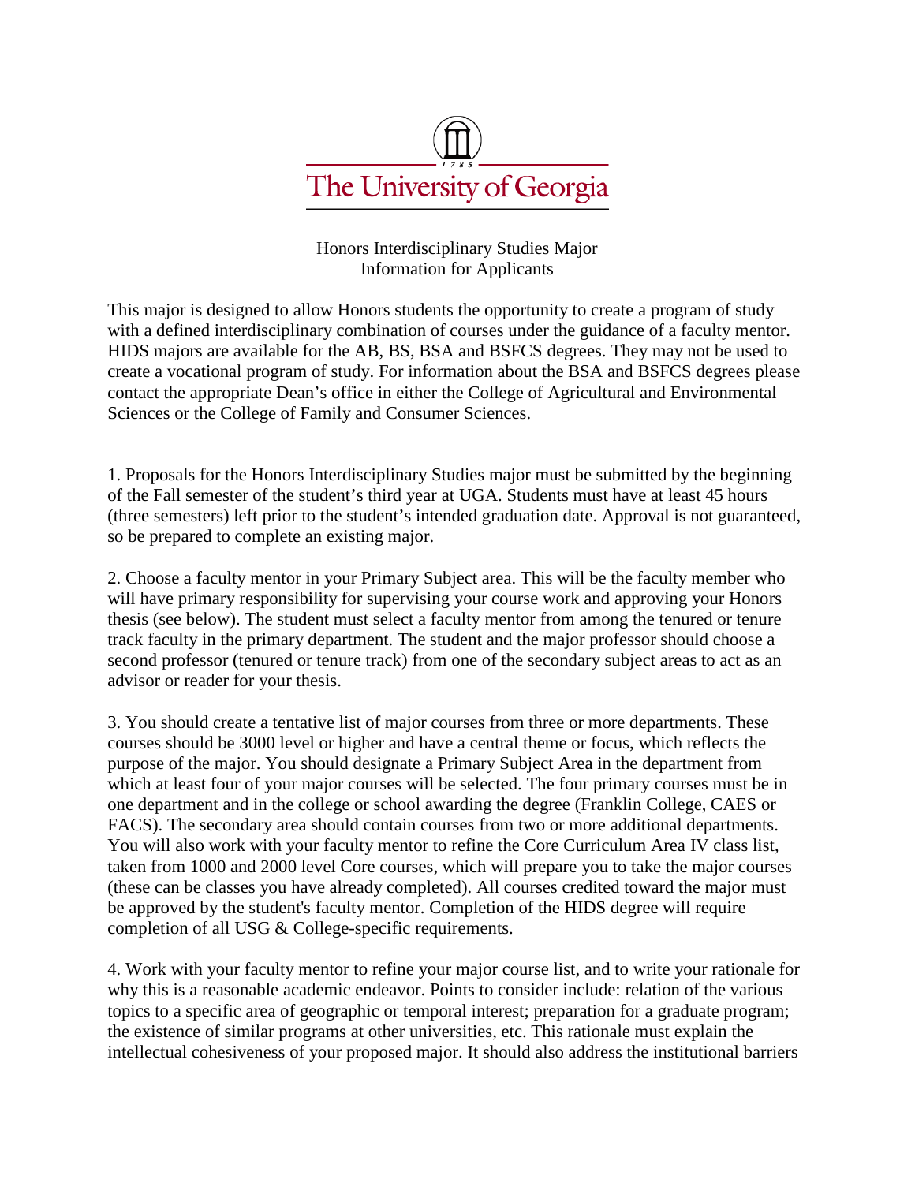The University of Georgia

Honors Interdisciplinary Studies Major
Information for Applicants

This major is designed to allow Honors students the opportunity to create a program of study with a defined interdisciplinary combination of courses under the guidance of a faculty mentor. HIDS majors are available for the AB, BS, BSA and BSFCS degrees. They may not be used to create a vocational program of study. For information about the BSA and BSFCS degrees please contact the appropriate Dean's office in either the College of Agricultural and Environmental Sciences or the College of Family and Consumer Sciences.

1. Proposals for the Honors Interdisciplinary Studies major must be submitted by the beginning of the Fall semester of the student's third year at UGA. Students must have at least 45 hours (three semesters) left prior to the student's intended graduation date. Approval is not guaranteed, so be prepared to complete an existing major.

2. Choose a faculty mentor in your Primary Subject area. This will be the faculty member who will have primary responsibility for supervising your course work and approving your Honors thesis (see below). The student must select a faculty mentor from among the tenured or tenure track faculty in the primary department. The student and the major professor should choose a second professor (tenured or tenure track) from one of the secondary subject areas to act as an advisor or reader for your thesis.

3. You should create a tentative list of major courses from three or more departments. These courses should be 3000 level or higher and have a central theme or focus, which reflects the purpose of the major. You should designate a Primary Subject Area in the department from which at least four of your major courses will be selected. The four primary courses must be in one department and in the college or school awarding the degree (Franklin College, CAES or FACS). The secondary area should contain courses from two or more additional departments. You will also work with your faculty mentor to refine the Core Curriculum Area IV class list, taken from 1000 and 2000 level Core courses, which will prepare you to take the major courses (these can be classes you have already completed). All courses credited toward the major must be approved by the student's faculty mentor. Completion of the HIDS degree will require completion of all USG & College-specific requirements.

4. Work with your faculty mentor to refine your major course list, and to write your rationale for why this is a reasonable academic endeavor. Points to consider include: relation of the various topics to a specific area of geographic or temporal interest; preparation for a graduate program; the existence of similar programs at other universities, etc. This rationale must explain the intellectual cohesiveness of your proposed major. It should also address the institutional barriers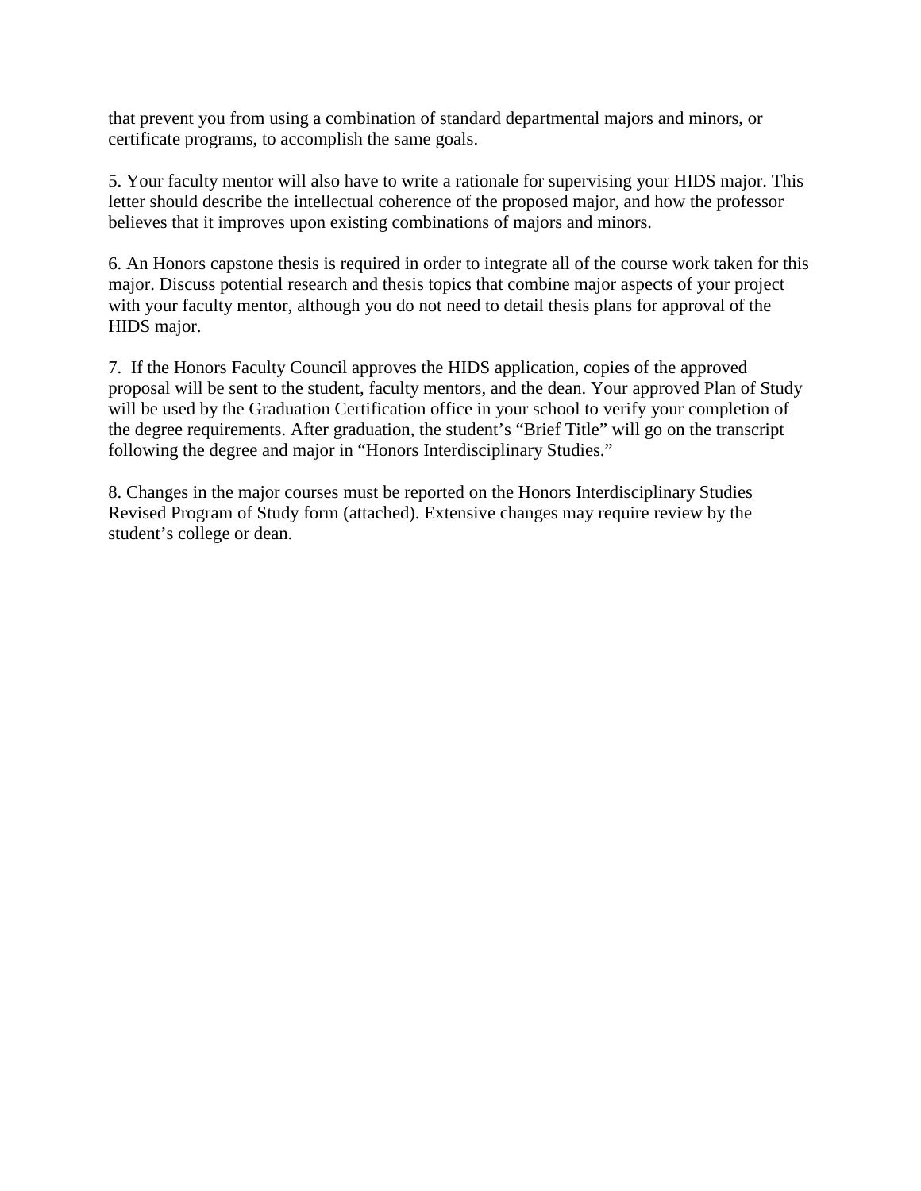that prevent you from using a combination of standard departmental majors and minors, or certificate programs, to accomplish the same goals.

5. Your faculty mentor will also have to write a rationale for supervising your HIDS major. This letter should describe the intellectual coherence of the proposed major, and how the professor believes that it improves upon existing combinations of majors and minors.

6. An Honors capstone thesis is required in order to integrate all of the course work taken for this major. Discuss potential research and thesis topics that combine major aspects of your project with your faculty mentor, although you do not need to detail thesis plans for approval of the HIDS major.

7. If the Honors Faculty Council approves the HIDS application, copies of the approved proposal will be sent to the student, faculty mentors, and the dean. Your approved Plan of Study will be used by the Graduation Certification office in your school to verify your completion of the degree requirements. After graduation, the student's "Brief Title" will go on the transcript following the degree and major in "Honors Interdisciplinary Studies."

8. Changes in the major courses must be reported on the Honors Interdisciplinary Studies Revised Program of Study form (attached). Extensive changes may require review by the student's college or dean.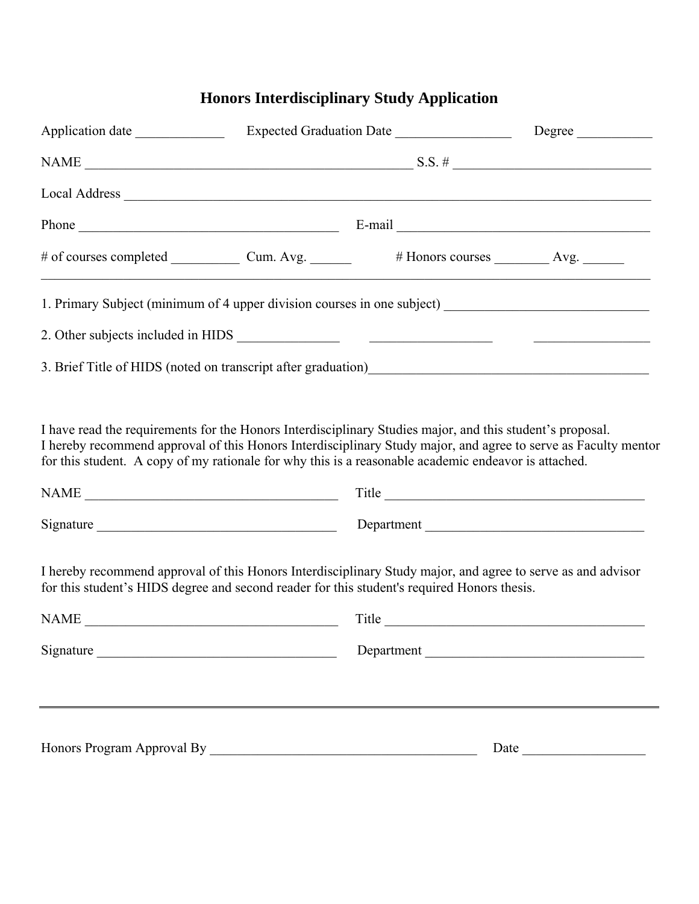# Honors Interdisciplinary Study Application

Application date _____________ Expected Graduation Date _________________ Degree ___________

NAME _________________________________________________ S.S. # _____________________________

Local Address ________________________________________________________________________________

Phone _______________________________________ E-mail ______________________________________

# of courses completed __________ Cum. Avg. ______ # Honors courses ________ Avg. ______

---

1. Primary Subject (minimum of 4 upper division courses in one subject) ______________________________

2. Other subjects included in HIDS _______________ __________________ _________________

3. Brief Title of HIDS (noted on transcript after graduation)_________________________________________

I have read the requirements for the Honors Interdisciplinary Studies major, and this student's proposal. I hereby recommend approval of this Honors Interdisciplinary Study major, and agree to serve as Faculty mentor for this student. A copy of my rationale for why this is a reasonable academic endeavor is attached.

NAME ______________________________________ Title _______________________________________

Signature ____________________________________ Department ________________________________

I hereby recommend approval of this Honors Interdisciplinary Study major, and agree to serve as and advisor for this student's HIDS degree and second reader for this student's required Honors thesis.

NAME ______________________________________ Title _______________________________________

Signature ____________________________________ Department ________________________________

---

Honors Program Approval By ________________________________________ Date __________________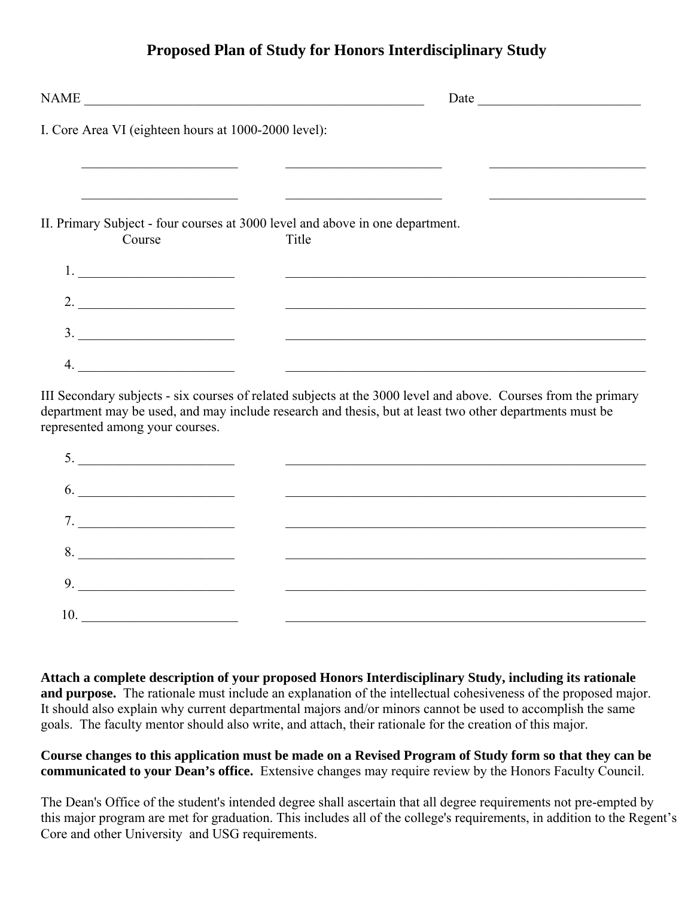# Proposed Plan of Study for Honors Interdisciplinary Study

NAME ____________________________________________________ Date ________________________

I. Core Area VI (eighteen hours at 1000-2000 level):

________________________ ________________________ ________________________

________________________ ________________________ ________________________

II. Primary Subject - four courses at 3000 level and above in one department.

| | Course | Title |
|---|---|---|
| 1. | ________________________ | ________________________________________________________ |
| 2. | ________________________ | ________________________________________________________ |
| 3. | ________________________ | ________________________________________________________ |
| 4. | ________________________ | ________________________________________________________ |

III Secondary subjects - six courses of related subjects at the 3000 level and above. Courses from the primary department may be used, and may include research and thesis, but at least two other departments must be represented among your courses.

| | | |
|---|---|---|
| 5. | ________________________ | ________________________________________________________ |
| 6. | ________________________ | ________________________________________________________ |
| 7. | ________________________ | ________________________________________________________ |
| 8. | ________________________ | ________________________________________________________ |
| 9. | ________________________ | ________________________________________________________ |
| 10. | ________________________ | ________________________________________________________ |

**Attach a complete description of your proposed Honors Interdisciplinary Study, including its rationale and purpose.** The rationale must include an explanation of the intellectual cohesiveness of the proposed major. It should also explain why current departmental majors and/or minors cannot be used to accomplish the same goals. The faculty mentor should also write, and attach, their rationale for the creation of this major.

**Course changes to this application must be made on a Revised Program of Study form so that they can be communicated to your Dean's office.** Extensive changes may require review by the Honors Faculty Council.

The Dean's Office of the student's intended degree shall ascertain that all degree requirements not pre-empted by this major program are met for graduation. This includes all of the college's requirements, in addition to the Regent's Core and other University and USG requirements.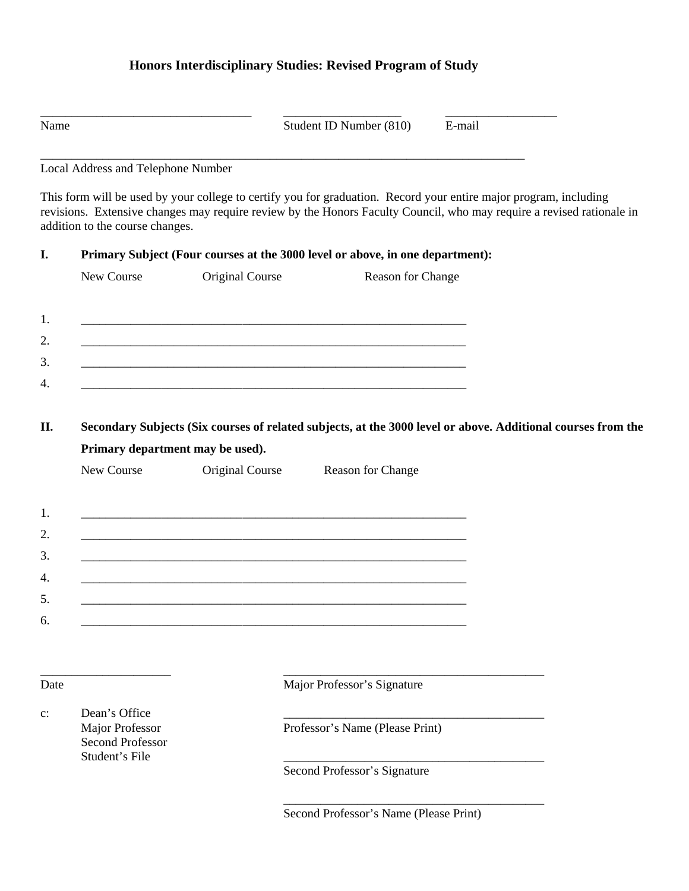### Honors Interdisciplinary Studies: Revised Program of Study

\_\_\_\_\_\_\_\_\_\_\_\_\_\_\_\_\_\_\_\_\_\_\_\_\_\_\_\_\_\_\_\_\_\_\_ \_\_\_\_\_\_\_\_\_\_\_\_\_\_\_\_\_\_\_\_ \_\_\_\_\_\_\_\_\_\_\_\_\_\_\_\_\_\_\_
Name Student ID Number (810) E-mail

\_\_\_\_\_\_\_\_\_\_\_\_\_\_\_\_\_\_\_\_\_\_\_\_\_\_\_\_\_\_\_\_\_\_\_\_\_\_\_\_\_\_\_\_\_\_\_\_\_\_\_\_\_\_\_\_\_\_\_\_\_\_\_\_\_\_\_\_\_\_\_\_\_\_\_\_\_\_\_\_
Local Address and Telephone Number

This form will be used by your college to certify you for graduation. Record your entire major program, including revisions. Extensive changes may require review by the Honors Faculty Council, who may require a revised rationale in addition to the course changes.

**I. Primary Subject (Four courses at the 3000 level or above, in one department):**

New Course Original Course Reason for Change

1. \_\_\_\_\_\_\_\_\_\_\_\_\_\_\_\_\_\_\_\_\_\_\_\_\_\_\_\_\_\_\_\_\_\_\_\_\_\_\_\_\_\_\_\_\_\_\_\_\_\_\_\_\_\_\_\_\_\_\_\_\_\_
2. \_\_\_\_\_\_\_\_\_\_\_\_\_\_\_\_\_\_\_\_\_\_\_\_\_\_\_\_\_\_\_\_\_\_\_\_\_\_\_\_\_\_\_\_\_\_\_\_\_\_\_\_\_\_\_\_\_\_\_\_\_\_
3. \_\_\_\_\_\_\_\_\_\_\_\_\_\_\_\_\_\_\_\_\_\_\_\_\_\_\_\_\_\_\_\_\_\_\_\_\_\_\_\_\_\_\_\_\_\_\_\_\_\_\_\_\_\_\_\_\_\_\_\_\_\_
4. \_\_\_\_\_\_\_\_\_\_\_\_\_\_\_\_\_\_\_\_\_\_\_\_\_\_\_\_\_\_\_\_\_\_\_\_\_\_\_\_\_\_\_\_\_\_\_\_\_\_\_\_\_\_\_\_\_\_\_\_\_\_

**II. Secondary Subjects (Six courses of related subjects, at the 3000 level or above. Additional courses from the Primary department may be used).**

New Course Original Course Reason for Change

1. \_\_\_\_\_\_\_\_\_\_\_\_\_\_\_\_\_\_\_\_\_\_\_\_\_\_\_\_\_\_\_\_\_\_\_\_\_\_\_\_\_\_\_\_\_\_\_\_\_\_\_\_\_\_\_\_\_\_\_\_\_\_
2. \_\_\_\_\_\_\_\_\_\_\_\_\_\_\_\_\_\_\_\_\_\_\_\_\_\_\_\_\_\_\_\_\_\_\_\_\_\_\_\_\_\_\_\_\_\_\_\_\_\_\_\_\_\_\_\_\_\_\_\_\_\_
3. \_\_\_\_\_\_\_\_\_\_\_\_\_\_\_\_\_\_\_\_\_\_\_\_\_\_\_\_\_\_\_\_\_\_\_\_\_\_\_\_\_\_\_\_\_\_\_\_\_\_\_\_\_\_\_\_\_\_\_\_\_\_
4. \_\_\_\_\_\_\_\_\_\_\_\_\_\_\_\_\_\_\_\_\_\_\_\_\_\_\_\_\_\_\_\_\_\_\_\_\_\_\_\_\_\_\_\_\_\_\_\_\_\_\_\_\_\_\_\_\_\_\_\_\_\_
5. \_\_\_\_\_\_\_\_\_\_\_\_\_\_\_\_\_\_\_\_\_\_\_\_\_\_\_\_\_\_\_\_\_\_\_\_\_\_\_\_\_\_\_\_\_\_\_\_\_\_\_\_\_\_\_\_\_\_\_\_\_\_
6. \_\_\_\_\_\_\_\_\_\_\_\_\_\_\_\_\_\_\_\_\_\_\_\_\_\_\_\_\_\_\_\_\_\_\_\_\_\_\_\_\_\_\_\_\_\_\_\_\_\_\_\_\_\_\_\_\_\_\_\_\_\_

\_\_\_\_\_\_\_\_\_\_\_\_\_\_\_\_\_\_\_\_\_\_ \_\_\_\_\_\_\_\_\_\_\_\_\_\_\_\_\_\_\_\_\_\_\_\_\_\_\_\_\_\_\_\_\_\_\_\_\_\_\_\_\_\_\_
Date Major Professor's Signature

c: Dean's Office
Major Professor
Second Professor
Student's File

\_\_\_\_\_\_\_\_\_\_\_\_\_\_\_\_\_\_\_\_\_\_\_\_\_\_\_\_\_\_\_\_\_\_\_\_\_\_\_\_\_\_\_
Professor's Name (Please Print)

\_\_\_\_\_\_\_\_\_\_\_\_\_\_\_\_\_\_\_\_\_\_\_\_\_\_\_\_\_\_\_\_\_\_\_\_\_\_\_\_\_\_\_
Second Professor's Signature

\_\_\_\_\_\_\_\_\_\_\_\_\_\_\_\_\_\_\_\_\_\_\_\_\_\_\_\_\_\_\_\_\_\_\_\_\_\_\_\_\_\_\_
Second Professor's Name (Please Print)